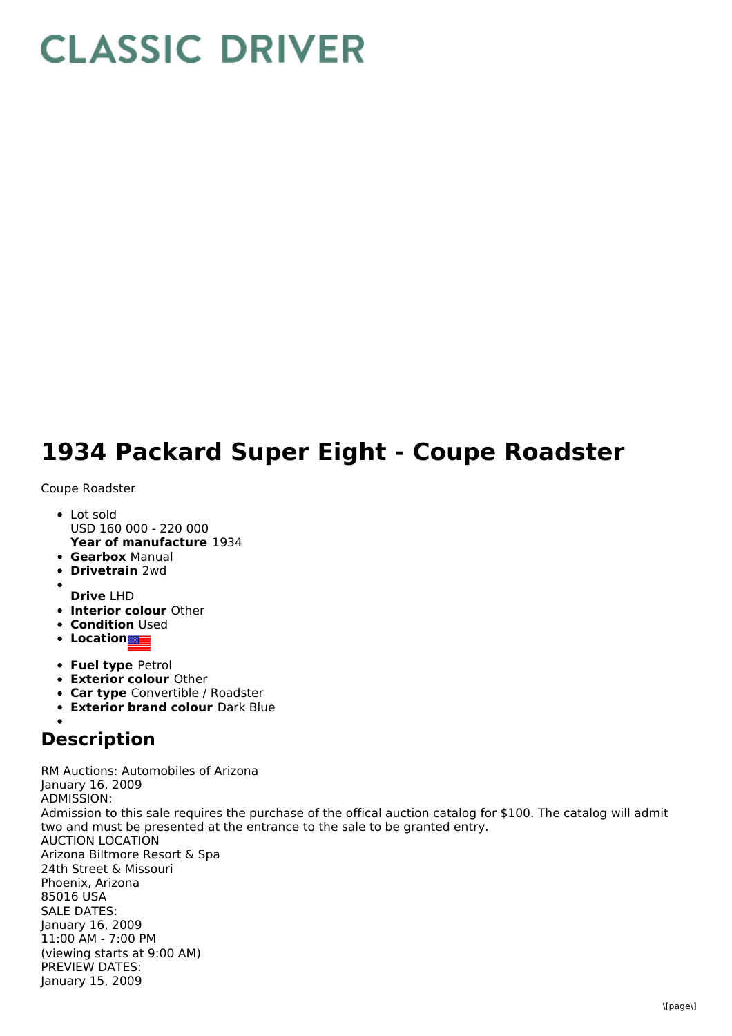# CLASSIC DRIVER

# 1934 Packard Super Eight - Coupe Roadster

Coupe Roadster

- Lot sold
  USD 160 000 - 220 000
  **Year of manufacture** 1934
- **Gearbox** Manual
- **Drivetrain** 2wd
- **Drive** LHD
- **Interior colour** Other
- **Condition** Used
- **Location**
- **Fuel type** Petrol
- **Exterior colour** Other
- **Car type** Convertible / Roadster
- **Exterior brand colour** Dark Blue

## Description

RM Auctions: Automobiles of Arizona
January 16, 2009
ADMISSION:
Admission to this sale requires the purchase of the offical auction catalog for $100. The catalog will admit two and must be presented at the entrance to the sale to be granted entry.
AUCTION LOCATION
Arizona Biltmore Resort & Spa
24th Street & Missouri
Phoenix, Arizona
85016 USA
SALE DATES:
January 16, 2009
11:00 AM - 7:00 PM
(viewing starts at 9:00 AM)
PREVIEW DATES:
January 15, 2009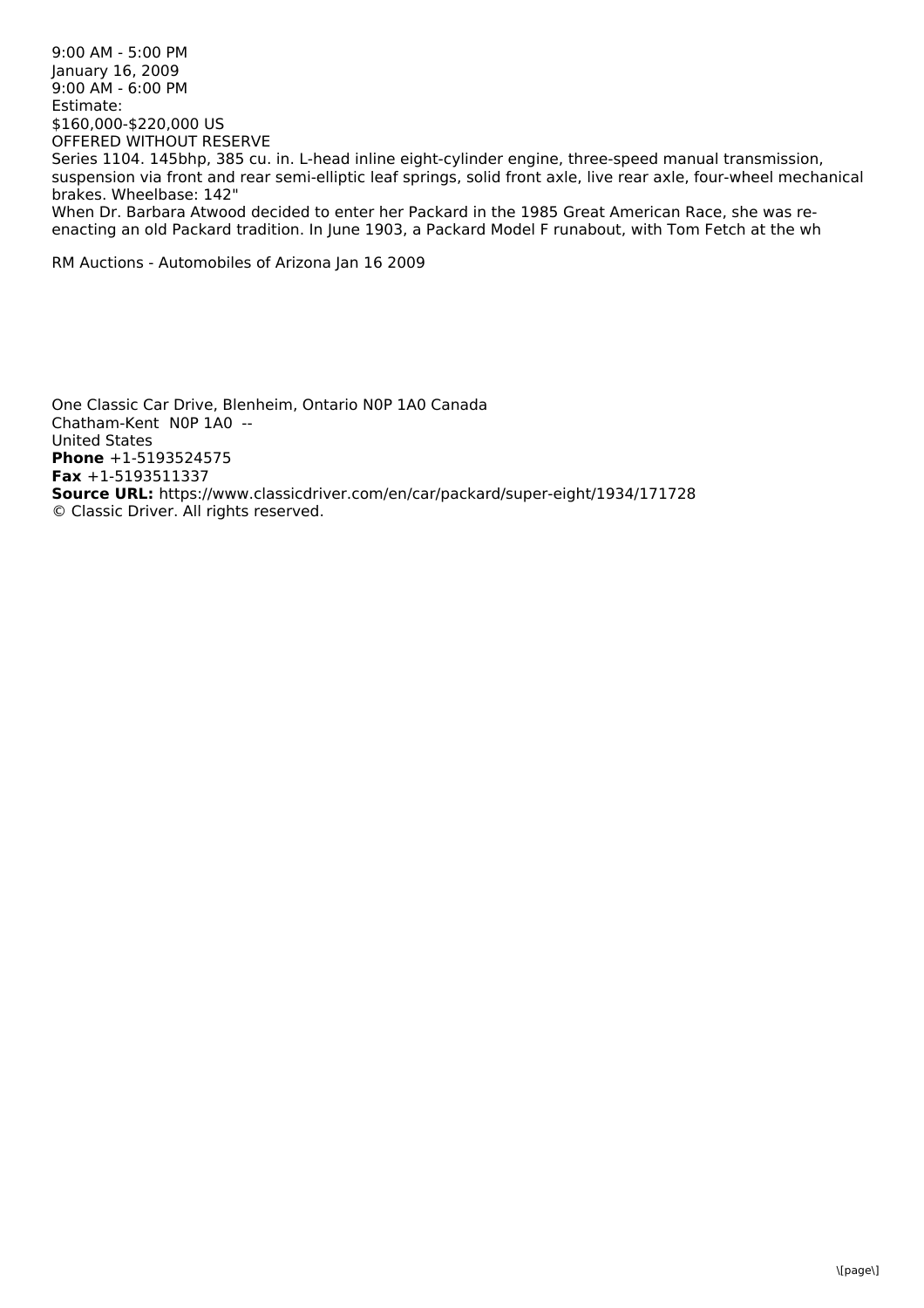9:00 AM - 5:00 PM
January 16, 2009
9:00 AM - 6:00 PM
Estimate:
$160,000-$220,000 US
OFFERED WITHOUT RESERVE
Series 1104. 145bhp, 385 cu. in. L-head inline eight-cylinder engine, three-speed manual transmission, suspension via front and rear semi-elliptic leaf springs, solid front axle, live rear axle, four-wheel mechanical brakes. Wheelbase: 142"
When Dr. Barbara Atwood decided to enter her Packard in the 1985 Great American Race, she was re-enacting an old Packard tradition. In June 1903, a Packard Model F runabout, with Tom Fetch at the wh

RM Auctions - Automobiles of Arizona Jan 16 2009

One Classic Car Drive, Blenheim, Ontario N0P 1A0 Canada
Chatham-Kent  N0P 1A0  --
United States
**Phone** +1-5193524575
**Fax** +1-5193511337
**Source URL:** https://www.classicdriver.com/en/car/packard/super-eight/1934/171728
© Classic Driver. All rights reserved.